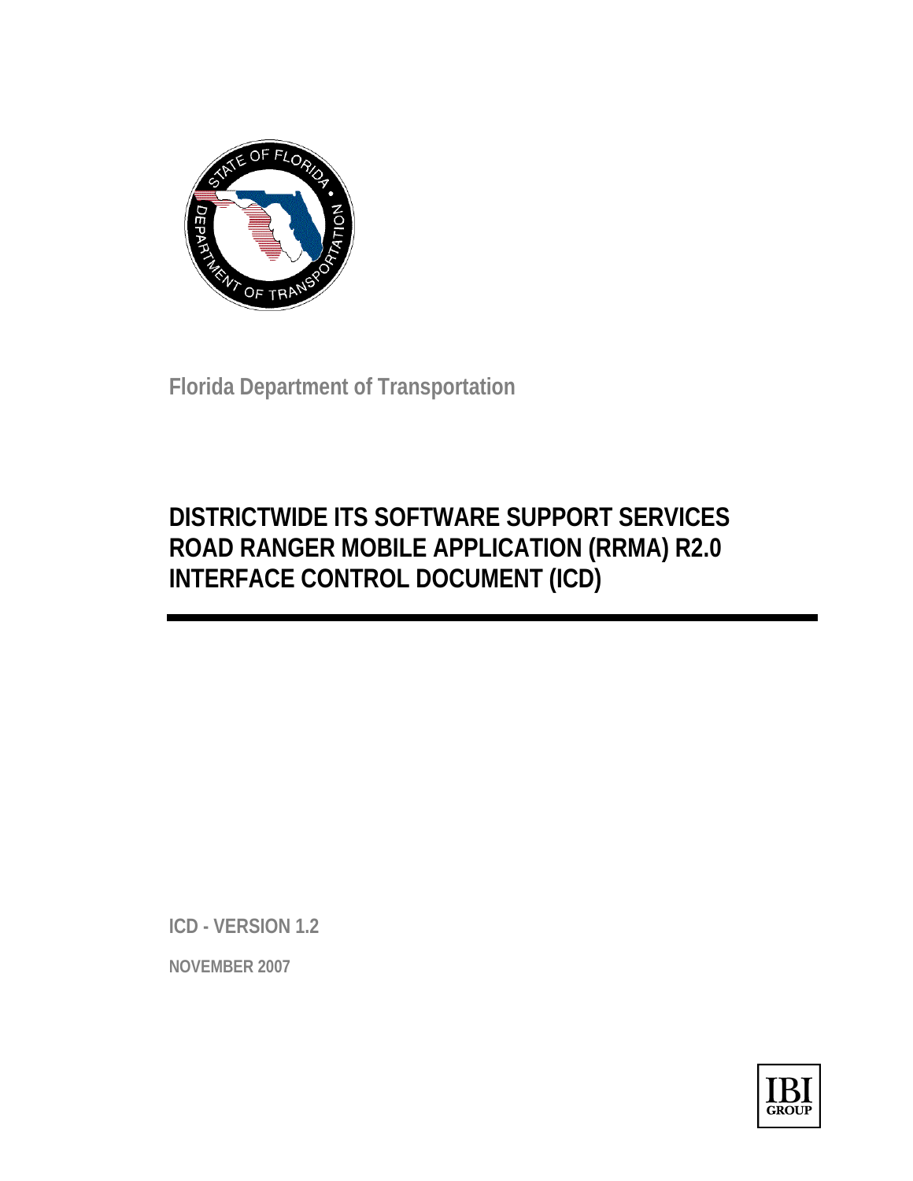Florida Department of Transportation

# DISTRICTWIDE ITS SOFTWARE SUPPORT SERVICES ROAD RANGER MOBILE APPLICATION (RRMA) R2.0 INTERFACE CONTROL DOCUMENT (ICD)

**ICD - VERSION 1.2**

**NOVEMBER 2007**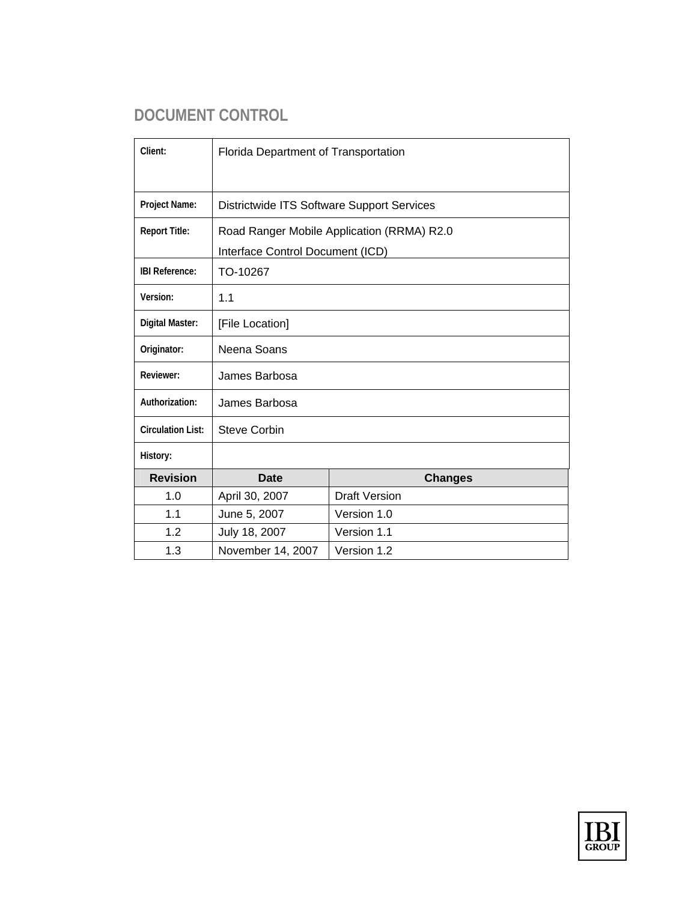## DOCUMENT CONTROL

| | |
|---|---|
| **Client:** | Florida Department of Transportation |
| **Project Name:** | Districtwide ITS Software Support Services |
| **Report Title:** | Road Ranger Mobile Application (RRMA) R2.0<br>Interface Control Document (ICD) |
| **IBI Reference:** | TO-10267 |
| **Version:** | 1.1 |
| **Digital Master:** | [File Location] |
| **Originator:** | Neena Soans |
| **Reviewer:** | James Barbosa |
| **Authorization:** | James Barbosa |
| **Circulation List:** | Steve Corbin |
| **History:** | |

| Revision | Date | Changes |
|---|---|---|
| 1.0 | April 30, 2007 | Draft Version |
| 1.1 | June 5, 2007 | Version 1.0 |
| 1.2 | July 18, 2007 | Version 1.1 |
| 1.3 | November 14, 2007 | Version 1.2 |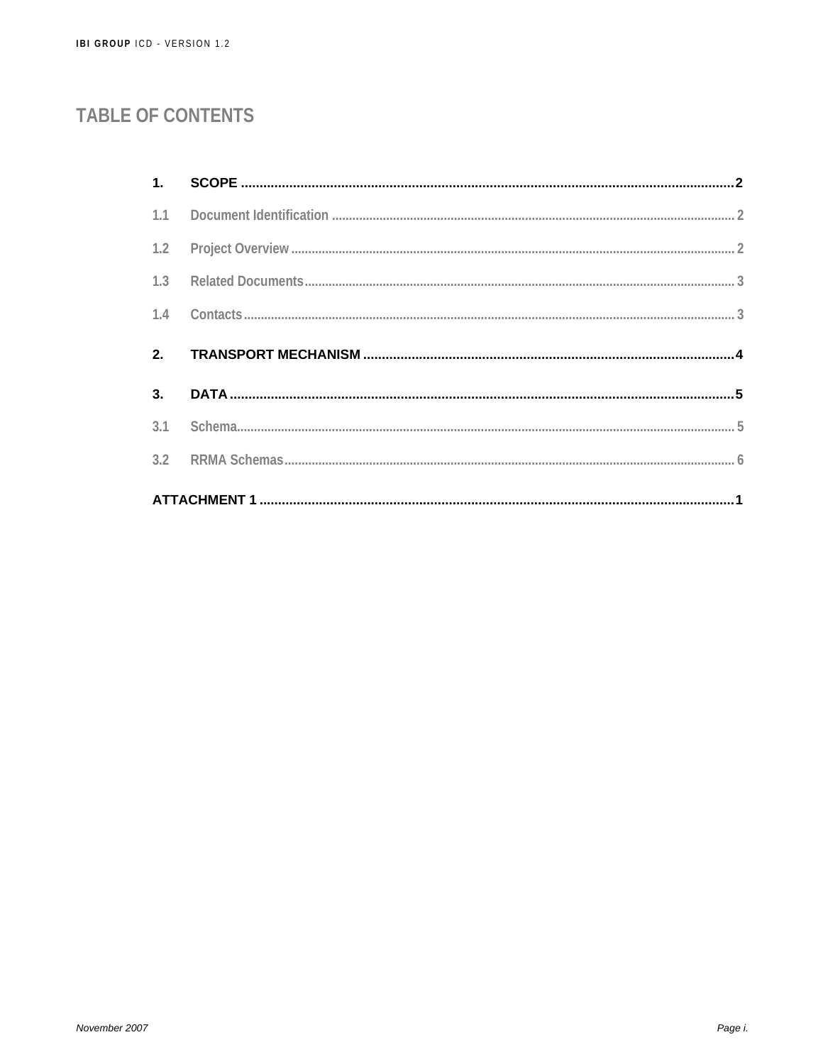# TABLE OF CONTENTS

**1. SCOPE** .......... **2**

1.1 Document Identification .......... 2

1.2 Project Overview .......... 2

1.3 Related Documents .......... 3

1.4 Contacts .......... 3

**2. TRANSPORT MECHANISM** .......... **4**

**3. DATA** .......... **5**

3.1 Schema .......... 5

3.2 RRMA Schemas .......... 6

**ATTACHMENT 1** .......... **1**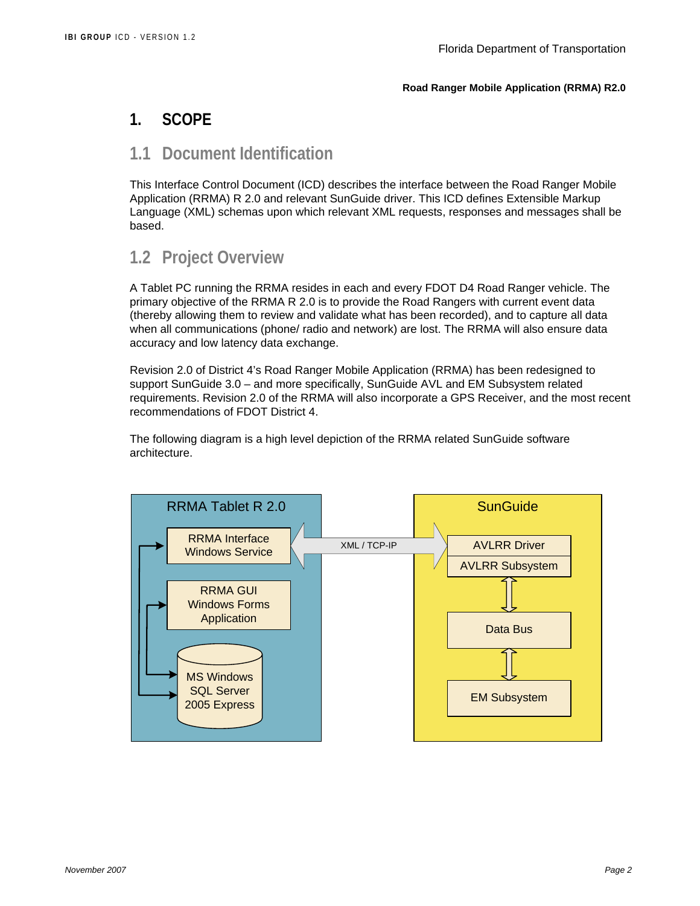# 1. SCOPE

## 1.1 Document Identification

This Interface Control Document (ICD) describes the interface between the Road Ranger Mobile Application (RRMA) R 2.0 and relevant SunGuide driver. This ICD defines Extensible Markup Language (XML) schemas upon which relevant XML requests, responses and messages shall be based.

## 1.2 Project Overview

A Tablet PC running the RRMA resides in each and every FDOT D4 Road Ranger vehicle. The primary objective of the RRMA R 2.0 is to provide the Road Rangers with current event data (thereby allowing them to review and validate what has been recorded), and to capture all data when all communications (phone/ radio and network) are lost. The RRMA will also ensure data accuracy and low latency data exchange.

Revision 2.0 of District 4's Road Ranger Mobile Application (RRMA) has been redesigned to support SunGuide 3.0 – and more specifically, SunGuide AVL and EM Subsystem related requirements. Revision 2.0 of the RRMA will also incorporate a GPS Receiver, and the most recent recommendations of FDOT District 4.

The following diagram is a high level depiction of the RRMA related SunGuide software architecture.

RRMA Tablet R 2.0

- RRMA Interface Windows Service
- RRMA GUI Windows Forms Application
- MS Windows SQL Server 2005 Express

XML / TCP-IP

SunGuide

- AVLRR Driver
- AVLRR Subsystem
- Data Bus
- EM Subsystem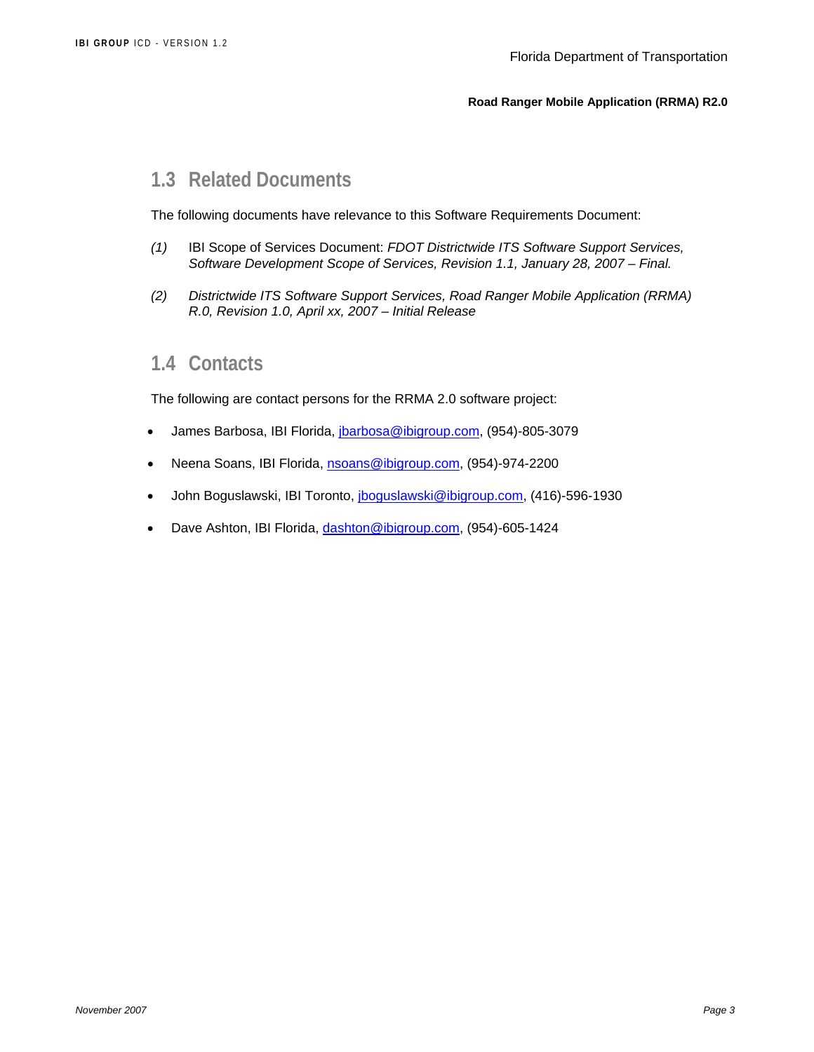## 1.3 Related Documents

The following documents have relevance to this Software Requirements Document:

*(1)* IBI Scope of Services Document: *FDOT Districtwide ITS Software Support Services, Software Development Scope of Services, Revision 1.1, January 28, 2007 – Final.*

*(2)* *Districtwide ITS Software Support Services, Road Ranger Mobile Application (RRMA) R.0, Revision 1.0, April xx, 2007 – Initial Release*

## 1.4 Contacts

The following are contact persons for the RRMA 2.0 software project:

- James Barbosa, IBI Florida, jbarbosa@ibigroup.com, (954)-805-3079
- Neena Soans, IBI Florida, nsoans@ibigroup.com, (954)-974-2200
- John Boguslawski, IBI Toronto, jboguslawski@ibigroup.com, (416)-596-1930
- Dave Ashton, IBI Florida, dashton@ibigroup.com, (954)-605-1424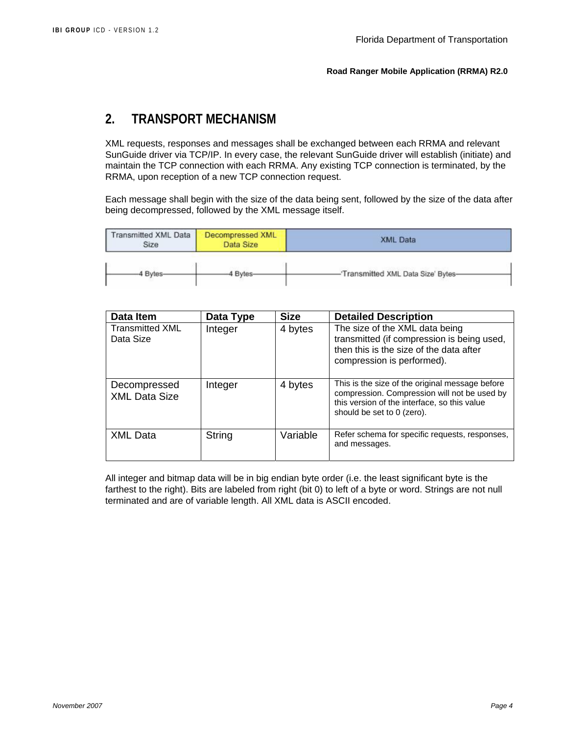## 2. TRANSPORT MECHANISM

XML requests, responses and messages shall be exchanged between each RRMA and relevant SunGuide driver via TCP/IP. In every case, the relevant SunGuide driver will establish (initiate) and maintain the TCP connection with each RRMA. Any existing TCP connection is terminated, by the RRMA, upon reception of a new TCP connection request.

Each message shall begin with the size of the data being sent, followed by the size of the data after being decompressed, followed by the XML message itself.

| Transmitted XML Data Size | Decompressed XML Data Size | XML Data |
|---|---|---|
| 4 Bytes | 4 Bytes | 'Transmitted XML Data Size' Bytes |

| Data Item | Data Type | Size | Detailed Description |
|---|---|---|---|
| Transmitted XML Data Size | Integer | 4 bytes | The size of the XML data being transmitted (if compression is being used, then this is the size of the data after compression is performed). |
| Decompressed XML Data Size | Integer | 4 bytes | This is the size of the original message before compression. Compression will not be used by this version of the interface, so this value should be set to 0 (zero). |
| XML Data | String | Variable | Refer schema for specific requests, responses, and messages. |

All integer and bitmap data will be in big endian byte order (i.e. the least significant byte is the farthest to the right). Bits are labeled from right (bit 0) to left of a byte or word. Strings are not null terminated and are of variable length. All XML data is ASCII encoded.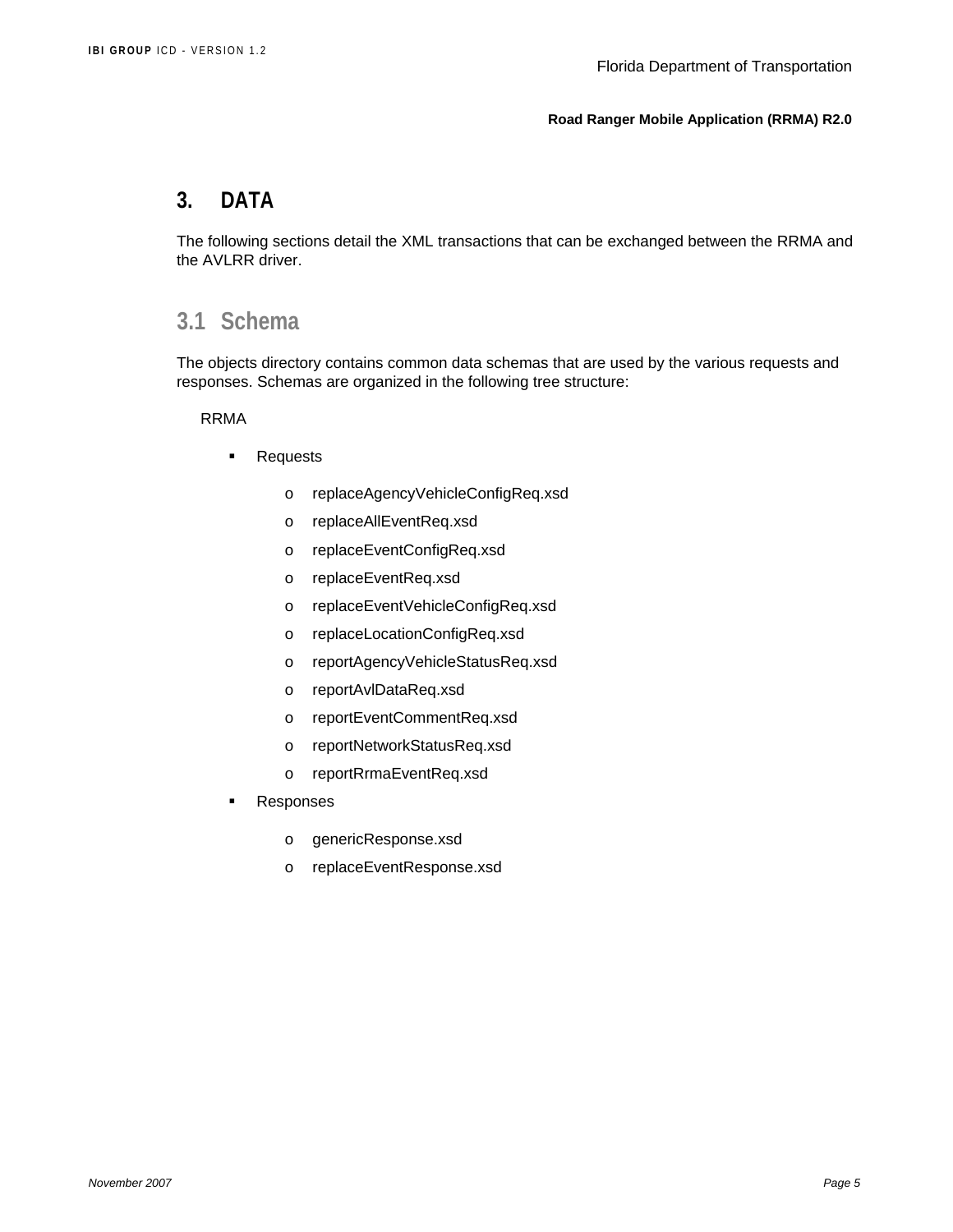# 3. DATA

The following sections detail the XML transactions that can be exchanged between the RRMA and the AVLRR driver.

## 3.1 Schema

The objects directory contains common data schemas that are used by the various requests and responses. Schemas are organized in the following tree structure:

RRMA

- Requests
  - replaceAgencyVehicleConfigReq.xsd
  - replaceAllEventReq.xsd
  - replaceEventConfigReq.xsd
  - replaceEventReq.xsd
  - replaceEventVehicleConfigReq.xsd
  - replaceLocationConfigReq.xsd
  - reportAgencyVehicleStatusReq.xsd
  - reportAvlDataReq.xsd
  - reportEventCommentReq.xsd
  - reportNetworkStatusReq.xsd
  - reportRrmaEventReq.xsd
- Responses
  - genericResponse.xsd
  - replaceEventResponse.xsd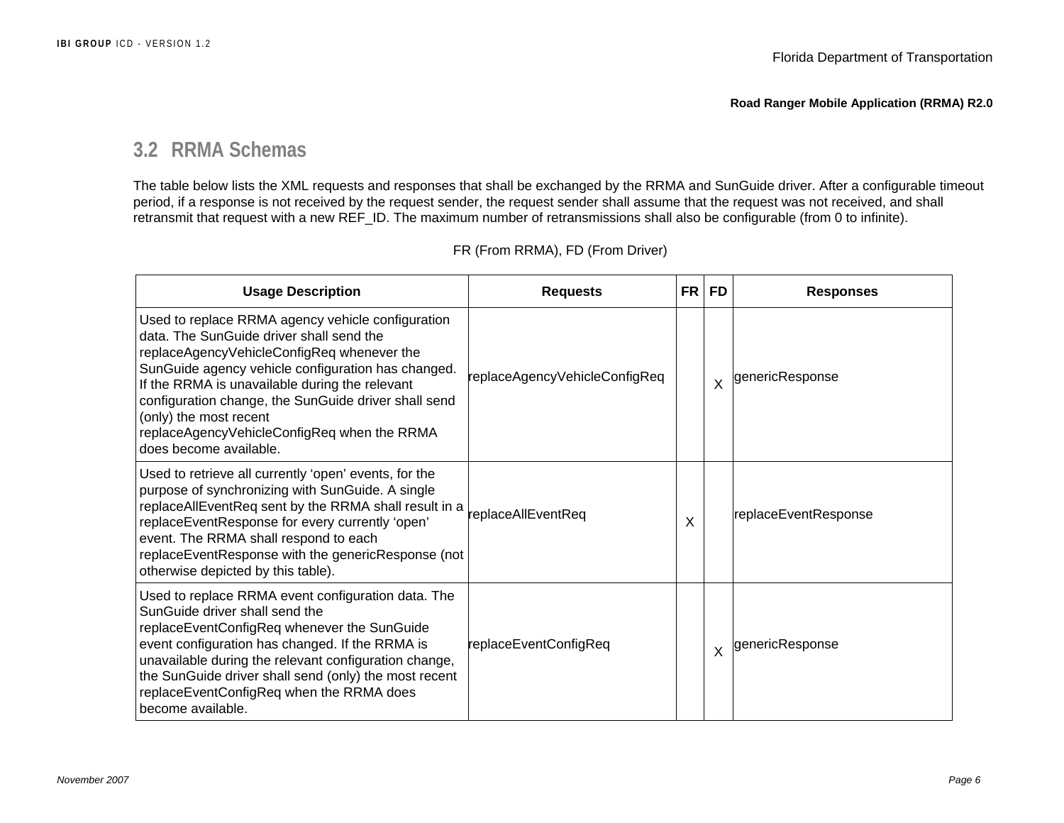## 3.2 RRMA Schemas

The table below lists the XML requests and responses that shall be exchanged by the RRMA and SunGuide driver. After a configurable timeout period, if a response is not received by the request sender, the request sender shall assume that the request was not received, and shall retransmit that request with a new REF_ID. The maximum number of retransmissions shall also be configurable (from 0 to infinite).

FR (From RRMA), FD (From Driver)

| Usage Description | Requests | FR | FD | Responses |
|---|---|---|---|---|
| Used to replace RRMA agency vehicle configuration data. The SunGuide driver shall send the replaceAgencyVehicleConfigReq whenever the SunGuide agency vehicle configuration has changed. If the RRMA is unavailable during the relevant configuration change, the SunGuide driver shall send (only) the most recent replaceAgencyVehicleConfigReq when the RRMA does become available. | replaceAgencyVehicleConfigReq | | X | genericResponse |
| Used to retrieve all currently 'open' events, for the purpose of synchronizing with SunGuide. A single replaceAllEventReq sent by the RRMA shall result in a replaceEventResponse for every currently 'open' event. The RRMA shall respond to each replaceEventResponse with the genericResponse (not otherwise depicted by this table). | replaceAllEventReq | X | | replaceEventResponse |
| Used to replace RRMA event configuration data. The SunGuide driver shall send the replaceEventConfigReq whenever the SunGuide event configuration has changed. If the RRMA is unavailable during the relevant configuration change, the SunGuide driver shall send (only) the most recent replaceEventConfigReq when the RRMA does become available. | replaceEventConfigReq | | X | genericResponse |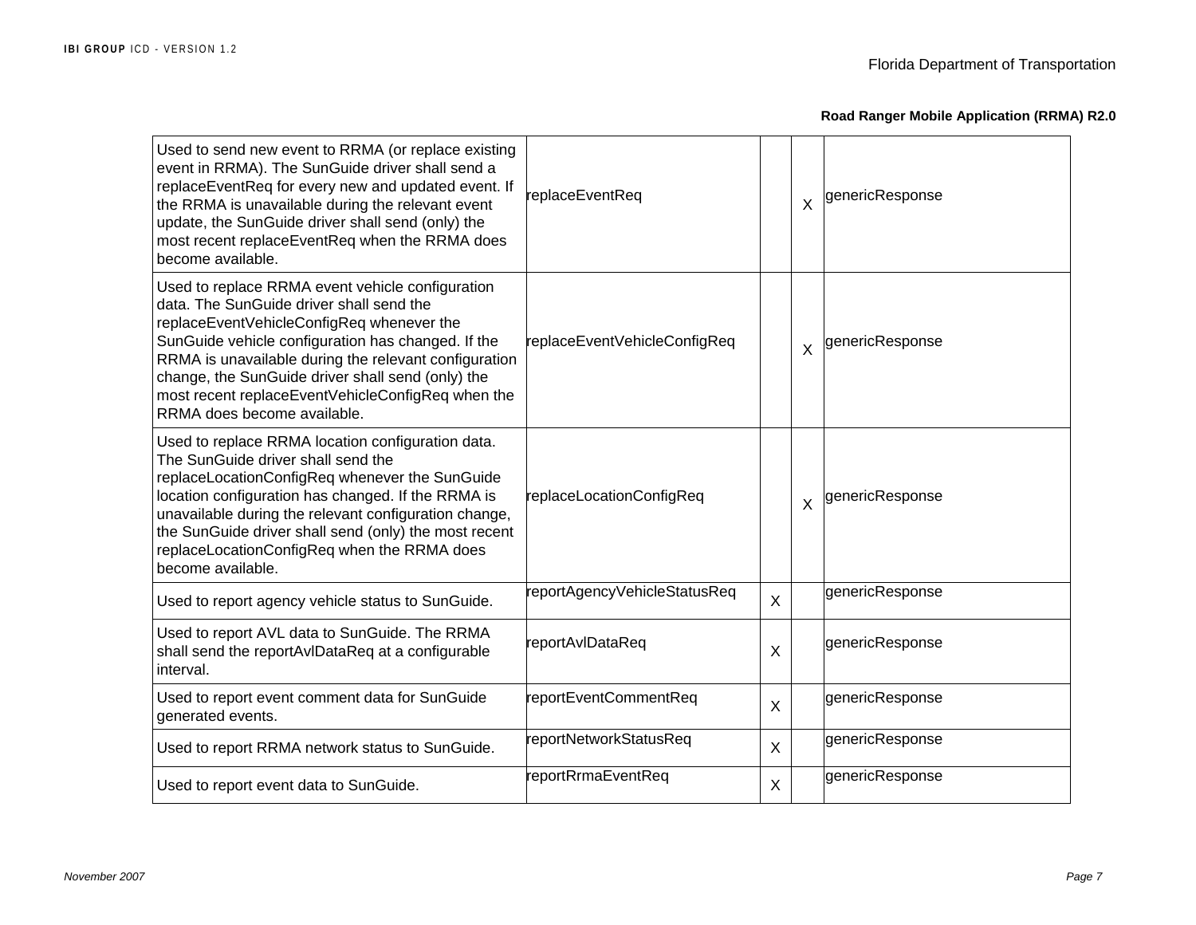| | | | | |
|---|---|---|---|---|
| Used to send new event to RRMA (or replace existing event in RRMA). The SunGuide driver shall send a replaceEventReq for every new and updated event. If the RRMA is unavailable during the relevant event update, the SunGuide driver shall send (only) the most recent replaceEventReq when the RRMA does become available. | replaceEventReq | | X | genericResponse |
| Used to replace RRMA event vehicle configuration data. The SunGuide driver shall send the replaceEventVehicleConfigReq whenever the SunGuide vehicle configuration has changed. If the RRMA is unavailable during the relevant configuration change, the SunGuide driver shall send (only) the most recent replaceEventVehicleConfigReq when the RRMA does become available. | replaceEventVehicleConfigReq | | X | genericResponse |
| Used to replace RRMA location configuration data. The SunGuide driver shall send the replaceLocationConfigReq whenever the SunGuide location configuration has changed. If the RRMA is unavailable during the relevant configuration change, the SunGuide driver shall send (only) the most recent replaceLocationConfigReq when the RRMA does become available. | replaceLocationConfigReq | | X | genericResponse |
| Used to report agency vehicle status to SunGuide. | reportAgencyVehicleStatusReq | X | | genericResponse |
| Used to report AVL data to SunGuide. The RRMA shall send the reportAvlDataReq at a configurable interval. | reportAvlDataReq | X | | genericResponse |
| Used to report event comment data for SunGuide generated events. | reportEventCommentReq | X | | genericResponse |
| Used to report RRMA network status to SunGuide. | reportNetworkStatusReq | X | | genericResponse |
| Used to report event data to SunGuide. | reportRrmaEventReq | X | | genericResponse |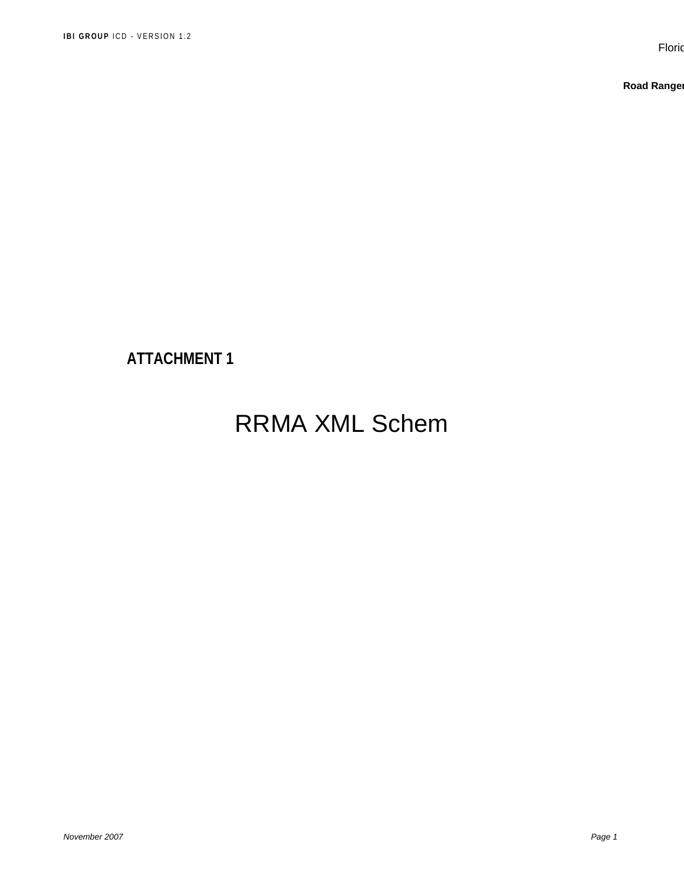## ATTACHMENT 1

# RRMA XML Schem